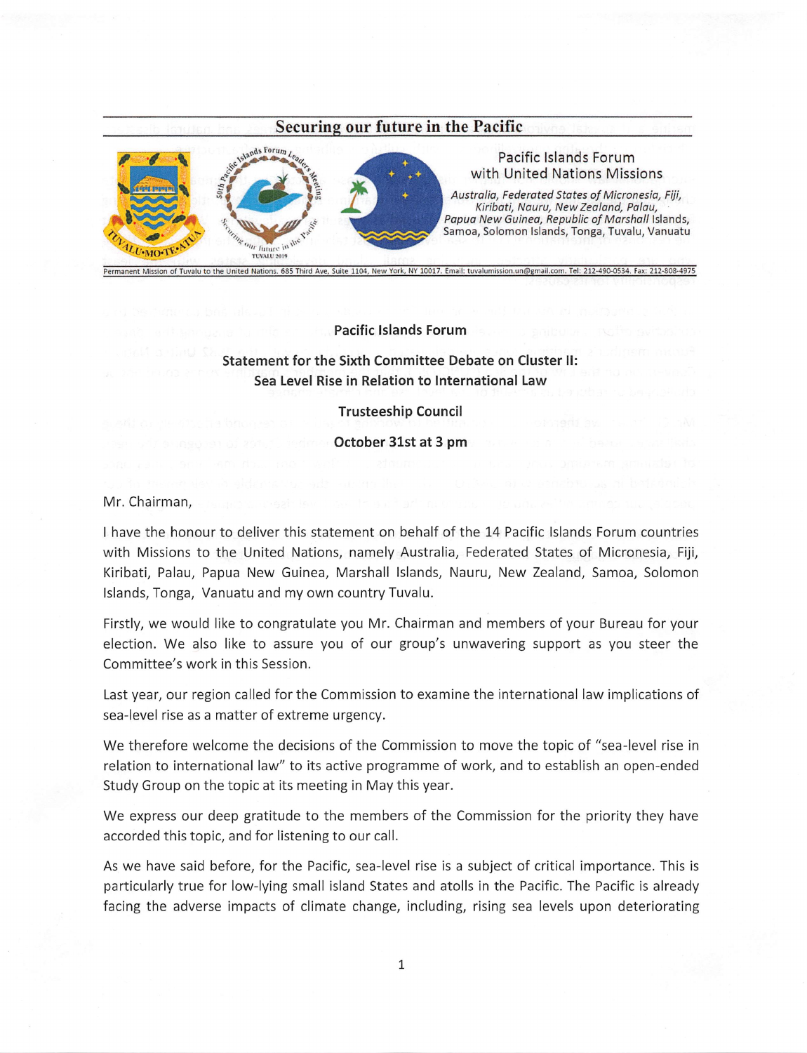**Securing our future in the Pacific**

Pacific Islands Forum
with United Nations Missions

*Australia, Federated States of Micronesia, Fiji, Kiribati, Nauru, New Zealand, Palau, Papua New Guinea, Republic of Marshall Islands, Samoa, Solomon Islands, Tonga, Tuvalu, Vanuatu*

Permanent Mission of Tuvalu to the United Nations. 685 Third Ave, Suite 1104, New York, NY 10017. Email: tuvalumission.un@gmail.com. Tel: 212-490-0534. Fax: 212-808-4975

**Pacific Islands Forum**

**Statement for the Sixth Committee Debate on Cluster II: Sea Level Rise in Relation to International Law**

**Trusteeship Council**

**October 31st at 3 pm**

Mr. Chairman,

I have the honour to deliver this statement on behalf of the 14 Pacific Islands Forum countries with Missions to the United Nations, namely Australia, Federated States of Micronesia, Fiji, Kiribati, Palau, Papua New Guinea, Marshall Islands, Nauru, New Zealand, Samoa, Solomon Islands, Tonga, Vanuatu and my own country Tuvalu.

Firstly, we would like to congratulate you Mr. Chairman and members of your Bureau for your election. We also like to assure you of our group's unwavering support as you steer the Committee's work in this Session.

Last year, our region called for the Commission to examine the international law implications of sea-level rise as a matter of extreme urgency.

We therefore welcome the decisions of the Commission to move the topic of "sea-level rise in relation to international law" to its active programme of work, and to establish an open-ended Study Group on the topic at its meeting in May this year.

We express our deep gratitude to the members of the Commission for the priority they have accorded this topic, and for listening to our call.

As we have said before, for the Pacific, sea-level rise is a subject of critical importance. This is particularly true for low-lying small island States and atolls in the Pacific. The Pacific is already facing the adverse impacts of climate change, including, rising sea levels upon deteriorating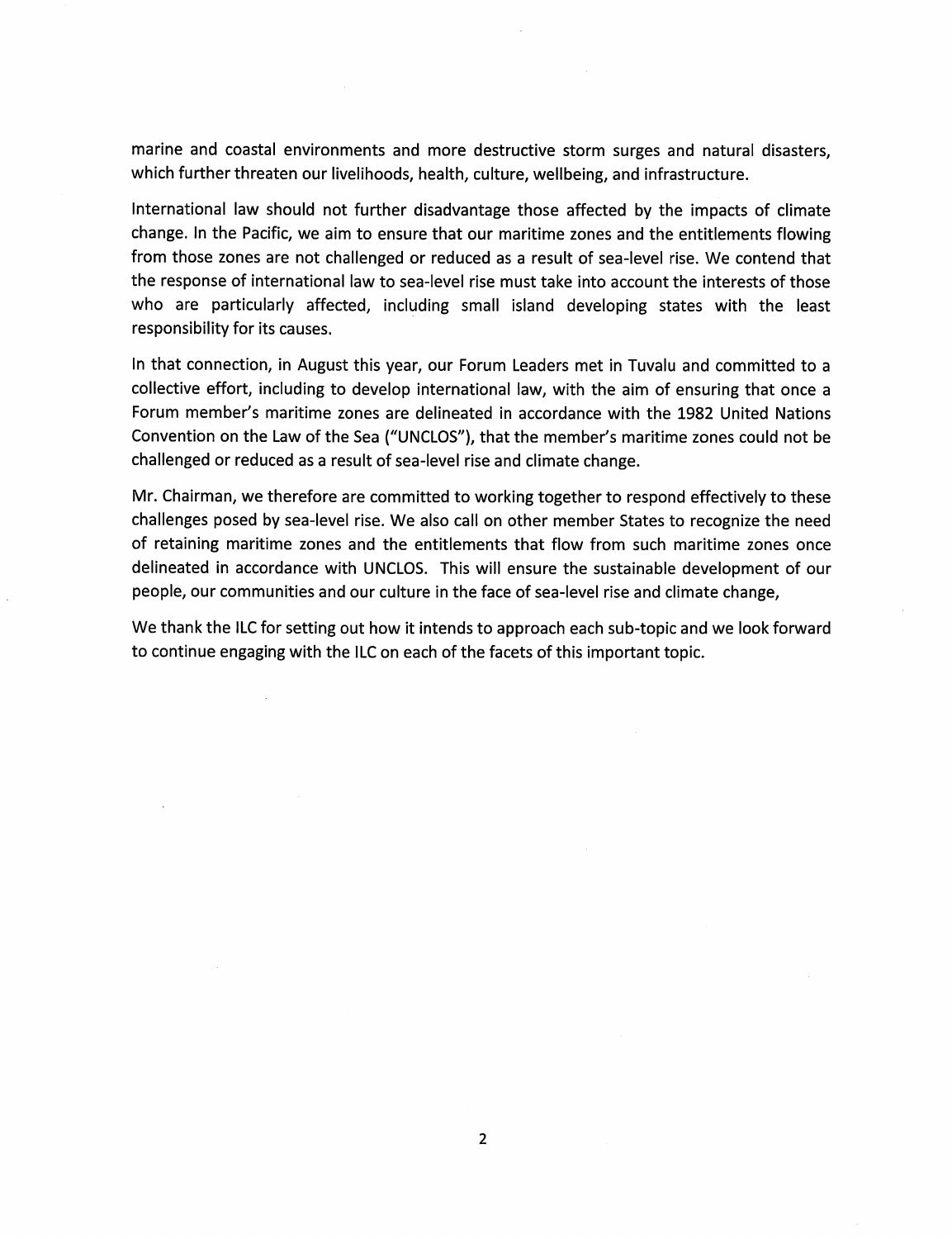marine and coastal environments and more destructive storm surges and natural disasters, which further threaten our livelihoods, health, culture, wellbeing, and infrastructure.

International law should not further disadvantage those affected by the impacts of climate change. In the Pacific, we aim to ensure that our maritime zones and the entitlements flowing from those zones are not challenged or reduced as a result of sea-level rise. We contend that the response of international law to sea-level rise must take into account the interests of those who are particularly affected, including small island developing states with the least responsibility for its causes.

In that connection, in August this year, our Forum Leaders met in Tuvalu and committed to a collective effort, including to develop international law, with the aim of ensuring that once a Forum member's maritime zones are delineated in accordance with the 1982 United Nations Convention on the Law of the Sea ("UNCLOS"), that the member's maritime zones could not be challenged or reduced as a result of sea-level rise and climate change.

Mr. Chairman, we therefore are committed to working together to respond effectively to these challenges posed by sea-level rise. We also call on other member States to recognize the need of retaining maritime zones and the entitlements that flow from such maritime zones once delineated in accordance with UNCLOS. This will ensure the sustainable development of our people, our communities and our culture in the face of sea-level rise and climate change,

We thank the ILC for setting out how it intends to approach each sub-topic and we look forward to continue engaging with the ILC on each of the facets of this important topic.